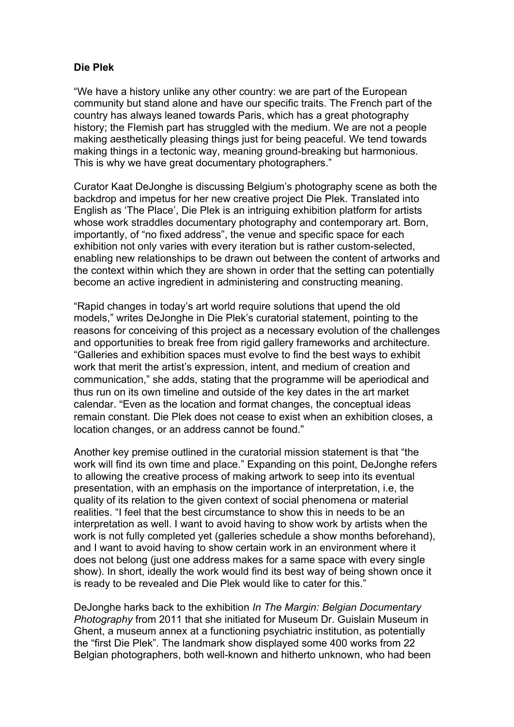**Die Plek**

"We have a history unlike any other country: we are part of the European community but stand alone and have our specific traits. The French part of the country has always leaned towards Paris, which has a great photography history; the Flemish part has struggled with the medium. We are not a people making aesthetically pleasing things just for being peaceful. We tend towards making things in a tectonic way, meaning ground-breaking but harmonious. This is why we have great documentary photographers."

Curator Kaat DeJonghe is discussing Belgium's photography scene as both the backdrop and impetus for her new creative project Die Plek. Translated into English as 'The Place', Die Plek is an intriguing exhibition platform for artists whose work straddles documentary photography and contemporary art. Born, importantly, of "no fixed address", the venue and specific space for each exhibition not only varies with every iteration but is rather custom-selected, enabling new relationships to be drawn out between the content of artworks and the context within which they are shown in order that the setting can potentially become an active ingredient in administering and constructing meaning.

"Rapid changes in today's art world require solutions that upend the old models," writes DeJonghe in Die Plek's curatorial statement, pointing to the reasons for conceiving of this project as a necessary evolution of the challenges and opportunities to break free from rigid gallery frameworks and architecture. "Galleries and exhibition spaces must evolve to find the best ways to exhibit work that merit the artist's expression, intent, and medium of creation and communication," she adds, stating that the programme will be aperiodical and thus run on its own timeline and outside of the key dates in the art market calendar. "Even as the location and format changes, the conceptual ideas remain constant. Die Plek does not cease to exist when an exhibition closes, a location changes, or an address cannot be found."

Another key premise outlined in the curatorial mission statement is that "the work will find its own time and place." Expanding on this point, DeJonghe refers to allowing the creative process of making artwork to seep into its eventual presentation, with an emphasis on the importance of interpretation, i.e, the quality of its relation to the given context of social phenomena or material realities. "I feel that the best circumstance to show this in needs to be an interpretation as well. I want to avoid having to show work by artists when the work is not fully completed yet (galleries schedule a show months beforehand), and I want to avoid having to show certain work in an environment where it does not belong (just one address makes for a same space with every single show). In short, ideally the work would find its best way of being shown once it is ready to be revealed and Die Plek would like to cater for this."

DeJonghe harks back to the exhibition *In The Margin: Belgian Documentary Photography* from 2011 that she initiated for Museum Dr. Guislain Museum in Ghent, a museum annex at a functioning psychiatric institution, as potentially the "first Die Plek". The landmark show displayed some 400 works from 22 Belgian photographers, both well-known and hitherto unknown, who had been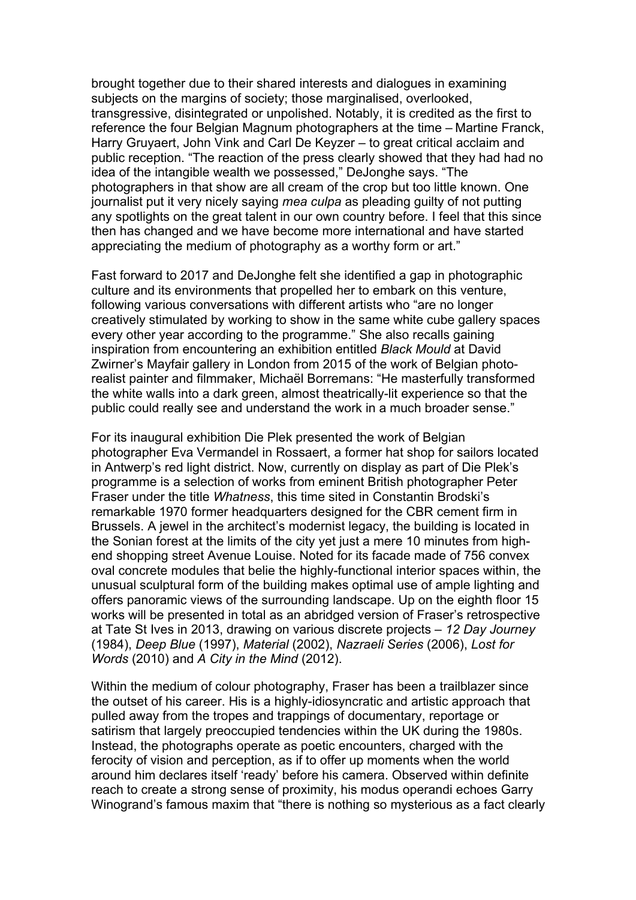brought together due to their shared interests and dialogues in examining subjects on the margins of society; those marginalised, overlooked, transgressive, disintegrated or unpolished. Notably, it is credited as the first to reference the four Belgian Magnum photographers at the time – Martine Franck, Harry Gruyaert, John Vink and Carl De Keyzer – to great critical acclaim and public reception. "The reaction of the press clearly showed that they had had no idea of the intangible wealth we possessed," DeJonghe says. "The photographers in that show are all cream of the crop but too little known. One journalist put it very nicely saying *mea culpa* as pleading guilty of not putting any spotlights on the great talent in our own country before. I feel that this since then has changed and we have become more international and have started appreciating the medium of photography as a worthy form or art."

Fast forward to 2017 and DeJonghe felt she identified a gap in photographic culture and its environments that propelled her to embark on this venture, following various conversations with different artists who "are no longer creatively stimulated by working to show in the same white cube gallery spaces every other year according to the programme." She also recalls gaining inspiration from encountering an exhibition entitled *Black Mould* at David Zwirner's Mayfair gallery in London from 2015 of the work of Belgian photo-realist painter and filmmaker, Michaël Borremans: "He masterfully transformed the white walls into a dark green, almost theatrically-lit experience so that the public could really see and understand the work in a much broader sense."

For its inaugural exhibition Die Plek presented the work of Belgian photographer Eva Vermandel in Rossaert, a former hat shop for sailors located in Antwerp's red light district. Now, currently on display as part of Die Plek's programme is a selection of works from eminent British photographer Peter Fraser under the title *Whatness*, this time sited in Constantin Brodski's remarkable 1970 former headquarters designed for the CBR cement firm in Brussels. A jewel in the architect's modernist legacy, the building is located in the Sonian forest at the limits of the city yet just a mere 10 minutes from high-end shopping street Avenue Louise. Noted for its facade made of 756 convex oval concrete modules that belie the highly-functional interior spaces within, the unusual sculptural form of the building makes optimal use of ample lighting and offers panoramic views of the surrounding landscape. Up on the eighth floor 15 works will be presented in total as an abridged version of Fraser's retrospective at Tate St Ives in 2013, drawing on various discrete projects – *12 Day Journey* (1984), *Deep Blue* (1997), *Material* (2002), *Nazraeli Series* (2006), *Lost for Words* (2010) and *A City in the Mind* (2012).

Within the medium of colour photography, Fraser has been a trailblazer since the outset of his career. His is a highly-idiosyncratic and artistic approach that pulled away from the tropes and trappings of documentary, reportage or satirism that largely preoccupied tendencies within the UK during the 1980s. Instead, the photographs operate as poetic encounters, charged with the ferocity of vision and perception, as if to offer up moments when the world around him declares itself 'ready' before his camera. Observed within definite reach to create a strong sense of proximity, his modus operandi echoes Garry Winogrand's famous maxim that "there is nothing so mysterious as a fact clearly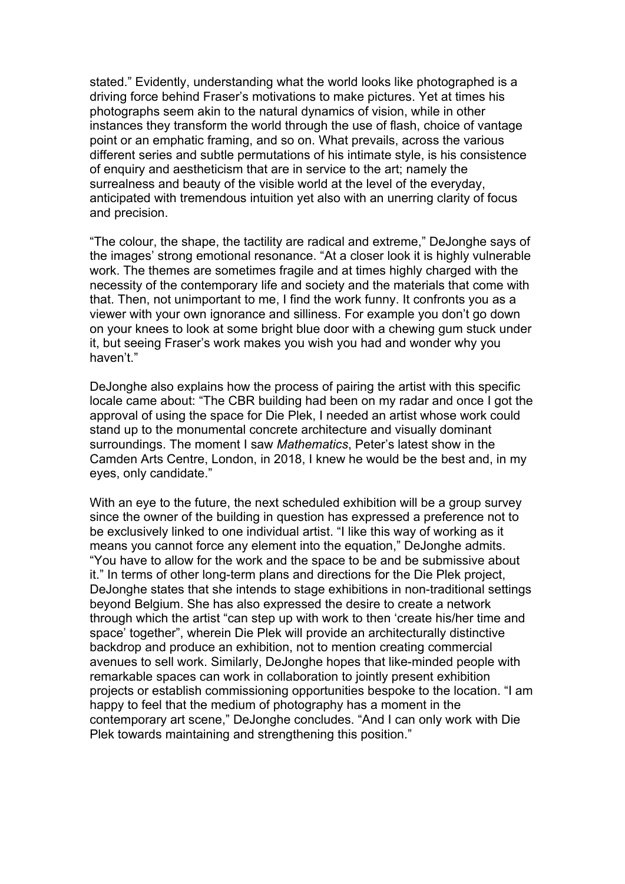stated.” Evidently, understanding what the world looks like photographed is a driving force behind Fraser’s motivations to make pictures. Yet at times his photographs seem akin to the natural dynamics of vision, while in other instances they transform the world through the use of flash, choice of vantage point or an emphatic framing, and so on. What prevails, across the various different series and subtle permutations of his intimate style, is his consistence of enquiry and aestheticism that are in service to the art; namely the surrealness and beauty of the visible world at the level of the everyday, anticipated with tremendous intuition yet also with an unerring clarity of focus and precision.

“The colour, the shape, the tactility are radical and extreme,” DeJonghe says of the images’ strong emotional resonance. “At a closer look it is highly vulnerable work. The themes are sometimes fragile and at times highly charged with the necessity of the contemporary life and society and the materials that come with that. Then, not unimportant to me, I find the work funny. It confronts you as a viewer with your own ignorance and silliness. For example you don’t go down on your knees to look at some bright blue door with a chewing gum stuck under it, but seeing Fraser’s work makes you wish you had and wonder why you haven’t.”

DeJonghe also explains how the process of pairing the artist with this specific locale came about: “The CBR building had been on my radar and once I got the approval of using the space for Die Plek, I needed an artist whose work could stand up to the monumental concrete architecture and visually dominant surroundings. The moment I saw *Mathematics*, Peter’s latest show in the Camden Arts Centre, London, in 2018, I knew he would be the best and, in my eyes, only candidate.”

With an eye to the future, the next scheduled exhibition will be a group survey since the owner of the building in question has expressed a preference not to be exclusively linked to one individual artist. “I like this way of working as it means you cannot force any element into the equation,” DeJonghe admits. “You have to allow for the work and the space to be and be submissive about it.” In terms of other long-term plans and directions for the Die Plek project, DeJonghe states that she intends to stage exhibitions in non-traditional settings beyond Belgium. She has also expressed the desire to create a network through which the artist “can step up with work to then ‘create his/her time and space’ together”, wherein Die Plek will provide an architecturally distinctive backdrop and produce an exhibition, not to mention creating commercial avenues to sell work. Similarly, DeJonghe hopes that like-minded people with remarkable spaces can work in collaboration to jointly present exhibition projects or establish commissioning opportunities bespoke to the location. “I am happy to feel that the medium of photography has a moment in the contemporary art scene,” DeJonghe concludes. “And I can only work with Die Plek towards maintaining and strengthening this position.”